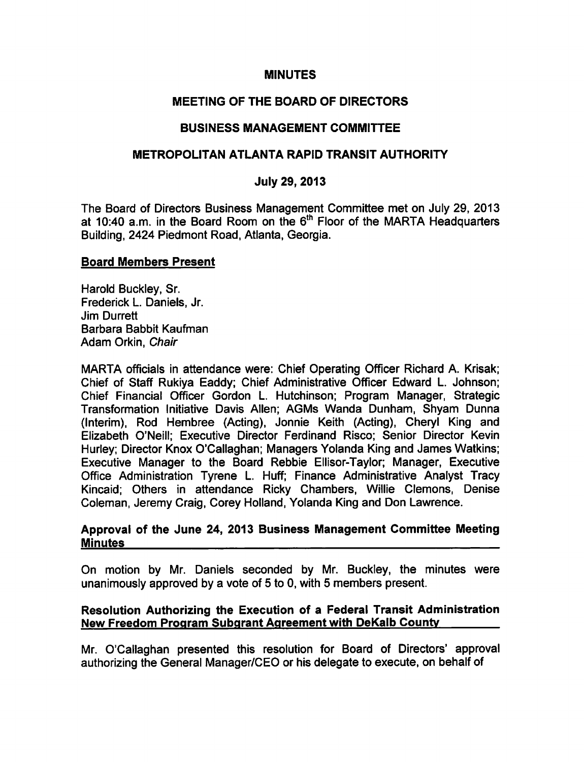# MINUTES

## MEETING OF THE BOARD OF DIRECTORS

## BUSINESS MANAGEMENT COMMITTEE

## METROPOLITAN ATLANTA RAPID TRANSIT AUTHORITY

## July 29, 2013

The Board of Directors Business Management Committee met on July 29, 2013 at 10:40 a.m. in the Board Room on the 6th Floor of the MARTA Headquarters Building, 2424 Piedmont Road, Atlanta, Georgia.

**Board Members Present**

Harold Buckley, Sr.
Frederick L. Daniels, Jr.
Jim Durrett
Barbara Babbit Kaufman
Adam Orkin, *Chair*

MARTA officials in attendance were: Chief Operating Officer Richard A. Krisak; Chief of Staff Rukiya Eaddy; Chief Administrative Officer Edward L. Johnson; Chief Financial Officer Gordon L. Hutchinson; Program Manager, Strategic Transformation Initiative Davis Allen; AGMs Wanda Dunham, Shyam Dunna (Interim), Rod Hembree (Acting), Jonnie Keith (Acting), Cheryl King and Elizabeth O'Neill; Executive Director Ferdinand Risco; Senior Director Kevin Hurley; Director Knox O'Callaghan; Managers Yolanda King and James Watkins; Executive Manager to the Board Rebbie Ellisor-Taylor; Manager, Executive Office Administration Tyrene L. Huff; Finance Administrative Analyst Tracy Kincaid; Others in attendance Ricky Chambers, Willie Clemons, Denise Coleman, Jeremy Craig, Corey Holland, Yolanda King and Don Lawrence.

**Approval of the June 24, 2013 Business Management Committee Meeting Minutes**

On motion by Mr. Daniels seconded by Mr. Buckley, the minutes were unanimously approved by a vote of 5 to 0, with 5 members present.

**Resolution Authorizing the Execution of a Federal Transit Administration New Freedom Program Subgrant Agreement with DeKalb County**

Mr. O'Callaghan presented this resolution for Board of Directors' approval authorizing the General Manager/CEO or his delegate to execute, on behalf of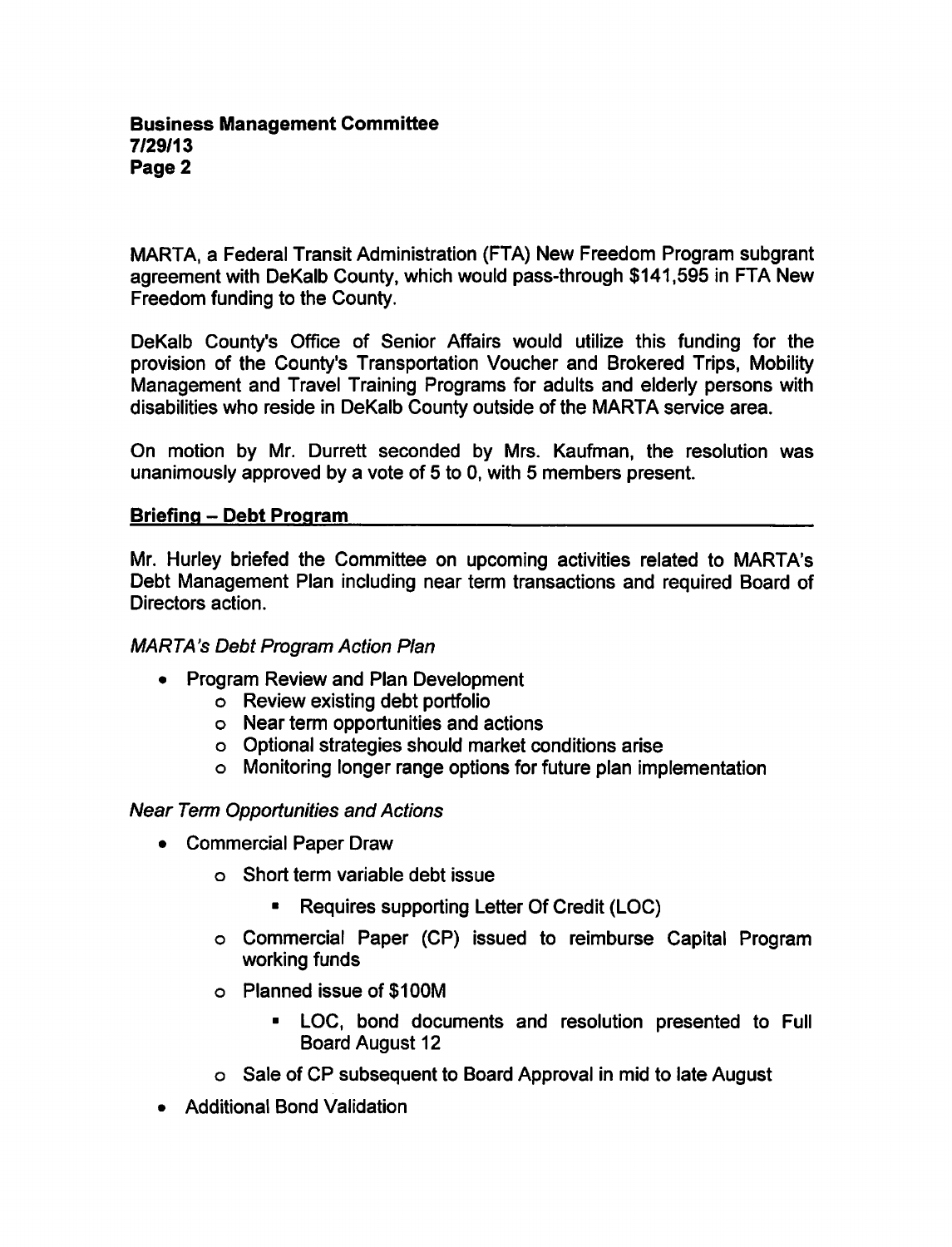MARTA, a Federal Transit Administration (FTA) New Freedom Program subgrant agreement with DeKalb County, which would pass-through $141,595 in FTA New Freedom funding to the County.

DeKalb County's Office of Senior Affairs would utilize this funding for the provision of the County's Transportation Voucher and Brokered Trips, Mobility Management and Travel Training Programs for adults and elderly persons with disabilities who reside in DeKalb County outside of the MARTA service area.

On motion by Mr. Durrett seconded by Mrs. Kaufman, the resolution was unanimously approved by a vote of 5 to 0, with 5 members present.

## Briefing – Debt Program

Mr. Hurley briefed the Committee on upcoming activities related to MARTA's Debt Management Plan including near term transactions and required Board of Directors action.

*MARTA's Debt Program Action Plan*

- Program Review and Plan Development
  - Review existing debt portfolio
  - Near term opportunities and actions
  - Optional strategies should market conditions arise
  - Monitoring longer range options for future plan implementation

*Near Term Opportunities and Actions*

- Commercial Paper Draw
  - Short term variable debt issue
    - Requires supporting Letter Of Credit (LOC)
  - Commercial Paper (CP) issued to reimburse Capital Program working funds
  - Planned issue of $100M
    - LOC, bond documents and resolution presented to Full Board August 12
  - Sale of CP subsequent to Board Approval in mid to late August
- Additional Bond Validation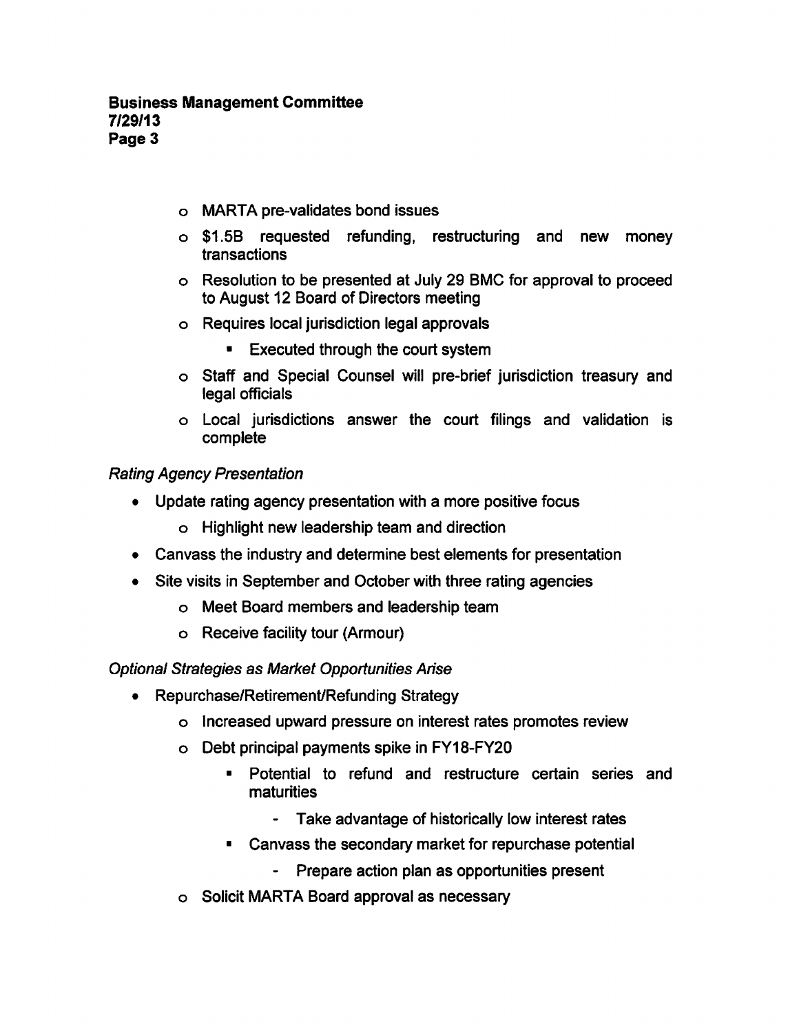- MARTA pre-validates bond issues
- $1.5B requested refunding, restructuring and new money transactions
- Resolution to be presented at July 29 BMC for approval to proceed to August 12 Board of Directors meeting
- Requires local jurisdiction legal approvals
  - Executed through the court system
- Staff and Special Counsel will pre-brief jurisdiction treasury and legal officials
- Local jurisdictions answer the court filings and validation is complete

*Rating Agency Presentation*

- Update rating agency presentation with a more positive focus
  - Highlight new leadership team and direction
- Canvass the industry and determine best elements for presentation
- Site visits in September and October with three rating agencies
  - Meet Board members and leadership team
  - Receive facility tour (Armour)

*Optional Strategies as Market Opportunities Arise*

- Repurchase/Retirement/Refunding Strategy
  - Increased upward pressure on interest rates promotes review
  - Debt principal payments spike in FY18-FY20
    - Potential to refund and restructure certain series and maturities
      - Take advantage of historically low interest rates
    - Canvass the secondary market for repurchase potential
      - Prepare action plan as opportunities present
  - Solicit MARTA Board approval as necessary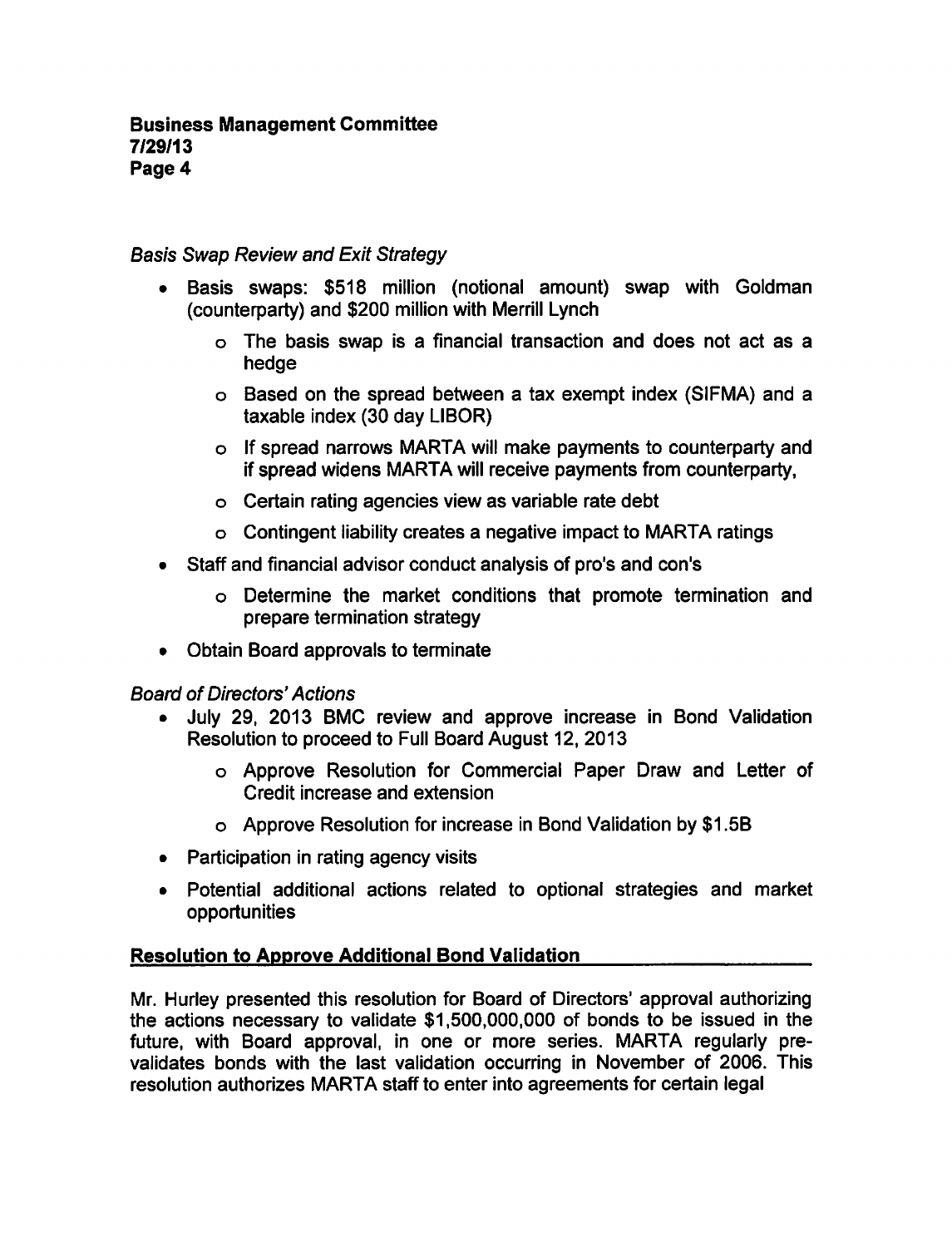*Basis Swap Review and Exit Strategy*

- Basis swaps: $518 million (notional amount) swap with Goldman (counterparty) and $200 million with Merrill Lynch
  - The basis swap is a financial transaction and does not act as a hedge
  - Based on the spread between a tax exempt index (SIFMA) and a taxable index (30 day LIBOR)
  - If spread narrows MARTA will make payments to counterparty and if spread widens MARTA will receive payments from counterparty,
  - Certain rating agencies view as variable rate debt
  - Contingent liability creates a negative impact to MARTA ratings
- Staff and financial advisor conduct analysis of pro's and con's
  - Determine the market conditions that promote termination and prepare termination strategy
- Obtain Board approvals to terminate

*Board of Directors' Actions*

- July 29, 2013 BMC review and approve increase in Bond Validation Resolution to proceed to Full Board August 12, 2013
  - Approve Resolution for Commercial Paper Draw and Letter of Credit increase and extension
  - Approve Resolution for increase in Bond Validation by $1.5B
- Participation in rating agency visits
- Potential additional actions related to optional strategies and market opportunities

**Resolution to Approve Additional Bond Validation**

Mr. Hurley presented this resolution for Board of Directors' approval authorizing the actions necessary to validate $1,500,000,000 of bonds to be issued in the future, with Board approval, in one or more series. MARTA regularly pre-validates bonds with the last validation occurring in November of 2006. This resolution authorizes MARTA staff to enter into agreements for certain legal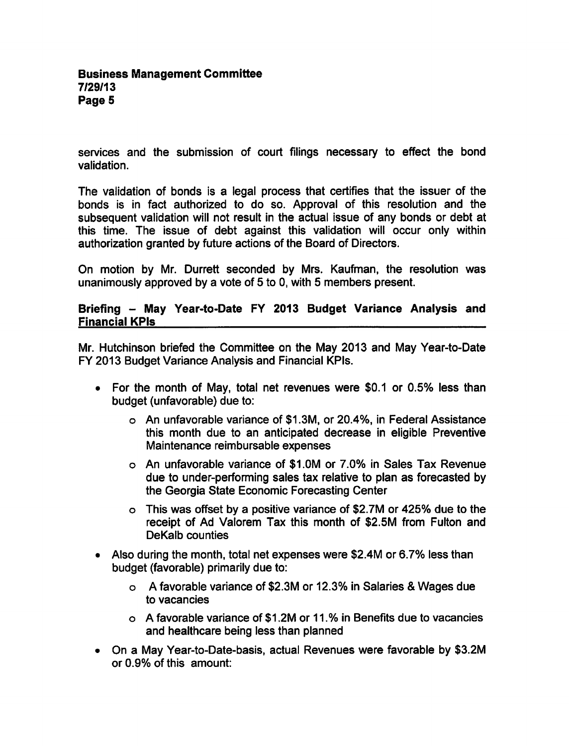services and the submission of court filings necessary to effect the bond validation.

The validation of bonds is a legal process that certifies that the issuer of the bonds is in fact authorized to do so. Approval of this resolution and the subsequent validation will not result in the actual issue of any bonds or debt at this time. The issue of debt against this validation will occur only within authorization granted by future actions of the Board of Directors.

On motion by Mr. Durrett seconded by Mrs. Kaufman, the resolution was unanimously approved by a vote of 5 to 0, with 5 members present.

**Briefing – May Year-to-Date FY 2013 Budget Variance Analysis and Financial KPIs**

Mr. Hutchinson briefed the Committee on the May 2013 and May Year-to-Date FY 2013 Budget Variance Analysis and Financial KPIs.

- For the month of May, total net revenues were $0.1 or 0.5% less than budget (unfavorable) due to:
  - An unfavorable variance of $1.3M, or 20.4%, in Federal Assistance this month due to an anticipated decrease in eligible Preventive Maintenance reimbursable expenses
  - An unfavorable variance of $1.0M or 7.0% in Sales Tax Revenue due to under-performing sales tax relative to plan as forecasted by the Georgia State Economic Forecasting Center
  - This was offset by a positive variance of $2.7M or 425% due to the receipt of Ad Valorem Tax this month of $2.5M from Fulton and DeKalb counties
- Also during the month, total net expenses were $2.4M or 6.7% less than budget (favorable) primarily due to:
  - A favorable variance of $2.3M or 12.3% in Salaries & Wages due to vacancies
  - A favorable variance of $1.2M or 11.% in Benefits due to vacancies and healthcare being less than planned
- On a May Year-to-Date-basis, actual Revenues were favorable by $3.2M or 0.9% of this amount: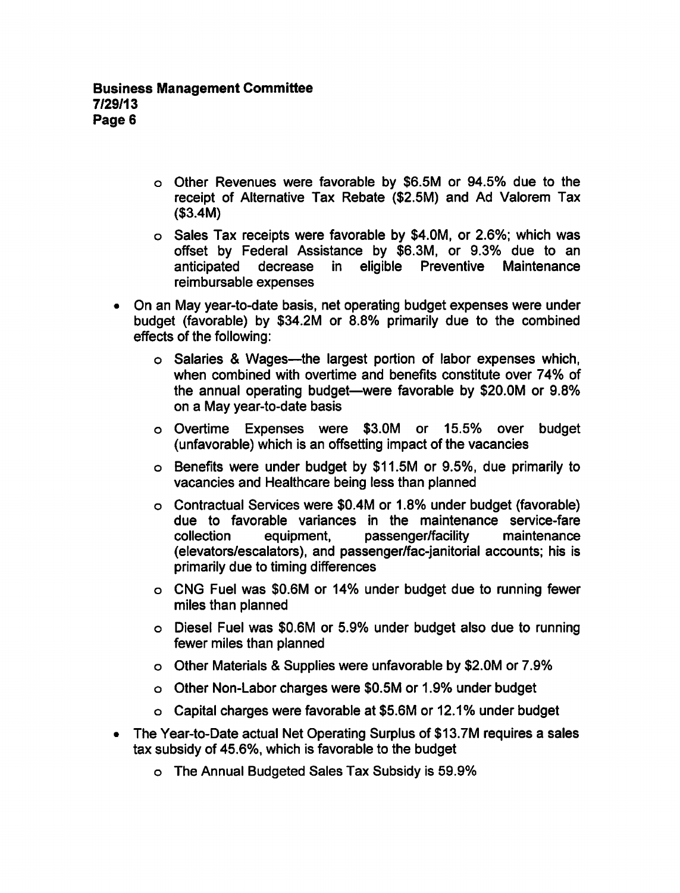- Other Revenues were favorable by $6.5M or 94.5% due to the receipt of Alternative Tax Rebate ($2.5M) and Ad Valorem Tax ($3.4M)
  - Sales Tax receipts were favorable by $4.0M, or 2.6%; which was offset by Federal Assistance by $6.3M, or 9.3% due to an anticipated decrease in eligible Preventive Maintenance reimbursable expenses

- On an May year-to-date basis, net operating budget expenses were under budget (favorable) by $34.2M or 8.8% primarily due to the combined effects of the following:
  - Salaries & Wages—the largest portion of labor expenses which, when combined with overtime and benefits constitute over 74% of the annual operating budget—were favorable by $20.0M or 9.8% on a May year-to-date basis
  - Overtime Expenses were $3.0M or 15.5% over budget (unfavorable) which is an offsetting impact of the vacancies
  - Benefits were under budget by $11.5M or 9.5%, due primarily to vacancies and Healthcare being less than planned
  - Contractual Services were $0.4M or 1.8% under budget (favorable) due to favorable variances in the maintenance service-fare collection equipment, passenger/facility maintenance (elevators/escalators), and passenger/fac-janitorial accounts; his is primarily due to timing differences
  - CNG Fuel was $0.6M or 14% under budget due to running fewer miles than planned
  - Diesel Fuel was $0.6M or 5.9% under budget also due to running fewer miles than planned
  - Other Materials & Supplies were unfavorable by $2.0M or 7.9%
  - Other Non-Labor charges were $0.5M or 1.9% under budget
  - Capital charges were favorable at $5.6M or 12.1% under budget

- The Year-to-Date actual Net Operating Surplus of $13.7M requires a sales tax subsidy of 45.6%, which is favorable to the budget
  - The Annual Budgeted Sales Tax Subsidy is 59.9%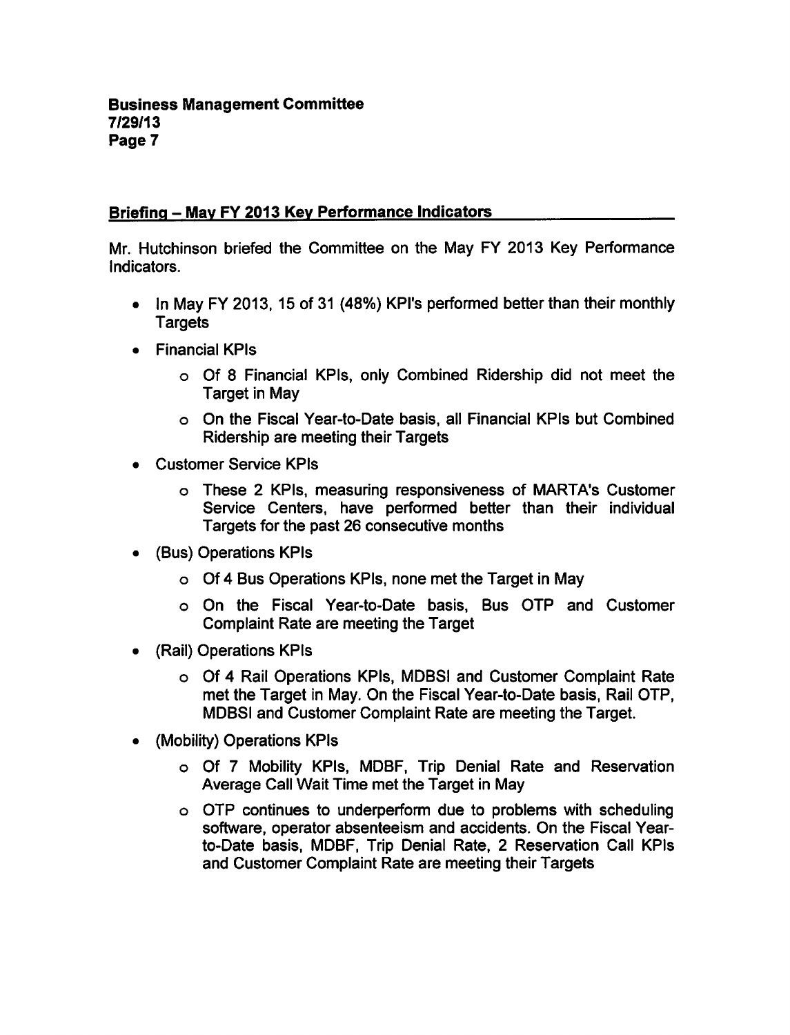## Briefing – May FY 2013 Key Performance Indicators

Mr. Hutchinson briefed the Committee on the May FY 2013 Key Performance Indicators.

- In May FY 2013, 15 of 31 (48%) KPI's performed better than their monthly Targets
- Financial KPIs
  - Of 8 Financial KPIs, only Combined Ridership did not meet the Target in May
  - On the Fiscal Year-to-Date basis, all Financial KPIs but Combined Ridership are meeting their Targets
- Customer Service KPIs
  - These 2 KPIs, measuring responsiveness of MARTA's Customer Service Centers, have performed better than their individual Targets for the past 26 consecutive months
- (Bus) Operations KPIs
  - Of 4 Bus Operations KPIs, none met the Target in May
  - On the Fiscal Year-to-Date basis, Bus OTP and Customer Complaint Rate are meeting the Target
- (Rail) Operations KPIs
  - Of 4 Rail Operations KPIs, MDBSI and Customer Complaint Rate met the Target in May. On the Fiscal Year-to-Date basis, Rail OTP, MDBSI and Customer Complaint Rate are meeting the Target.
- (Mobility) Operations KPIs
  - Of 7 Mobility KPIs, MDBF, Trip Denial Rate and Reservation Average Call Wait Time met the Target in May
  - OTP continues to underperform due to problems with scheduling software, operator absenteeism and accidents. On the Fiscal Year-to-Date basis, MDBF, Trip Denial Rate, 2 Reservation Call KPIs and Customer Complaint Rate are meeting their Targets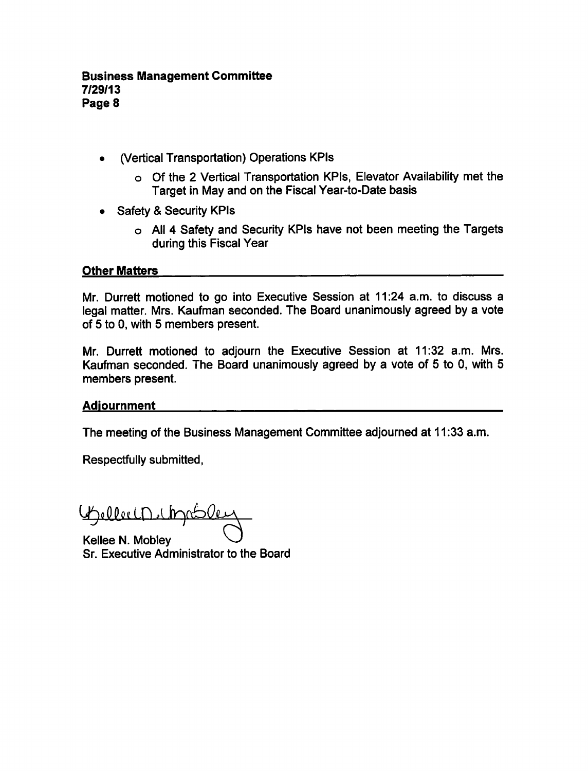- (Vertical Transportation) Operations KPIs
  - Of the 2 Vertical Transportation KPIs, Elevator Availability met the Target in May and on the Fiscal Year-to-Date basis
- Safety & Security KPIs
  - All 4 Safety and Security KPIs have not been meeting the Targets during this Fiscal Year

## Other Matters

Mr. Durrett motioned to go into Executive Session at 11:24 a.m. to discuss a legal matter. Mrs. Kaufman seconded. The Board unanimously agreed by a vote of 5 to 0, with 5 members present.

Mr. Durrett motioned to adjourn the Executive Session at 11:32 a.m. Mrs. Kaufman seconded. The Board unanimously agreed by a vote of 5 to 0, with 5 members present.

## Adjournment

The meeting of the Business Management Committee adjourned at 11:33 a.m.

Respectfully submitted,

Kellee N. Mobley
Sr. Executive Administrator to the Board